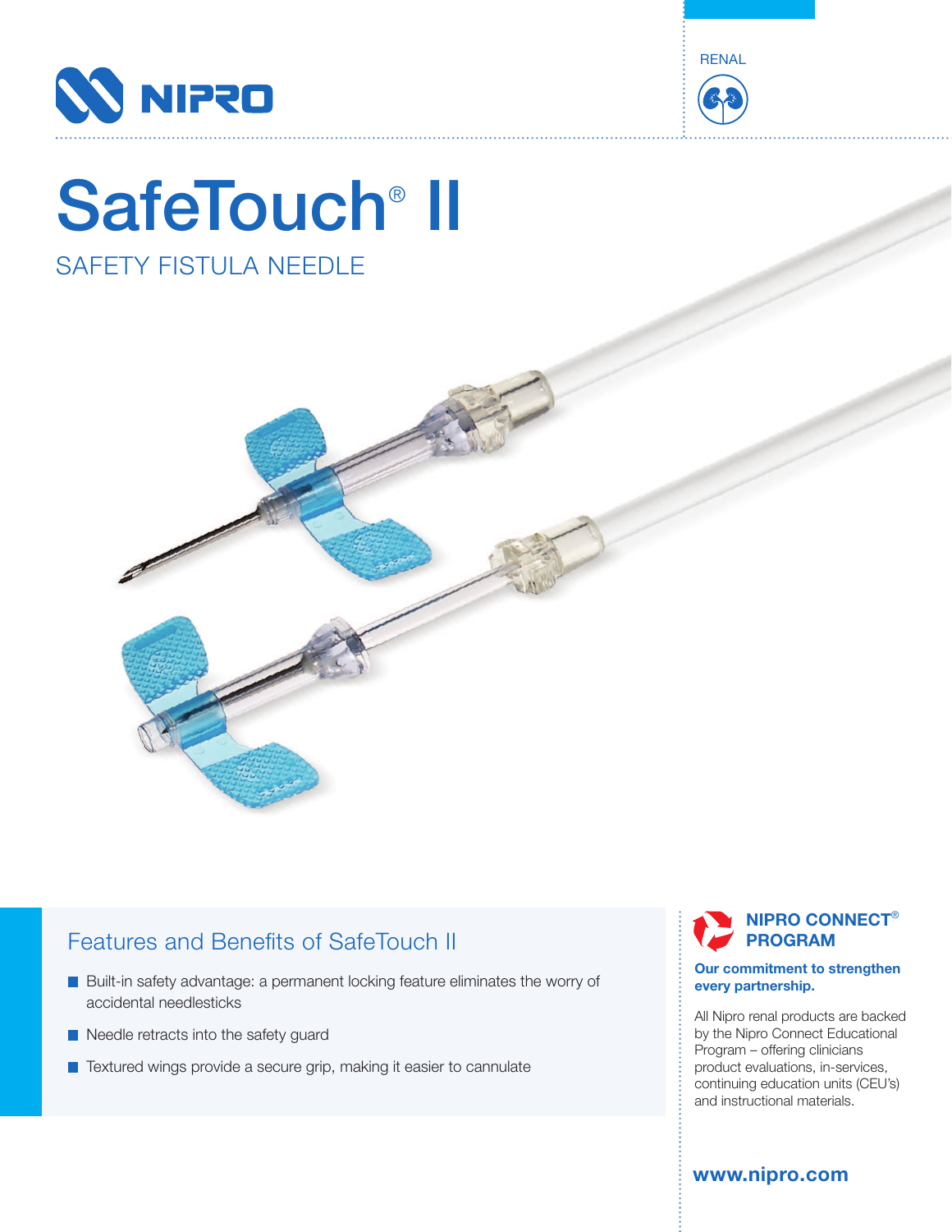NIPRO

RENAL

# SafeTouch® II

## SAFETY FISTULA NEEDLE

## Features and Benefits of SafeTouch II

- Built-in safety advantage: a permanent locking feature eliminates the worry of accidental needlesticks
- Needle retracts into the safety guard
- Textured wings provide a secure grip, making it easier to cannulate

### NIPRO CONNECT® PROGRAM

**Our commitment to strengthen every partnership.**

All Nipro renal products are backed by the Nipro Connect Educational Program – offering clinicians product evaluations, in-services, continuing education units (CEU's) and instructional materials.

**www.nipro.com**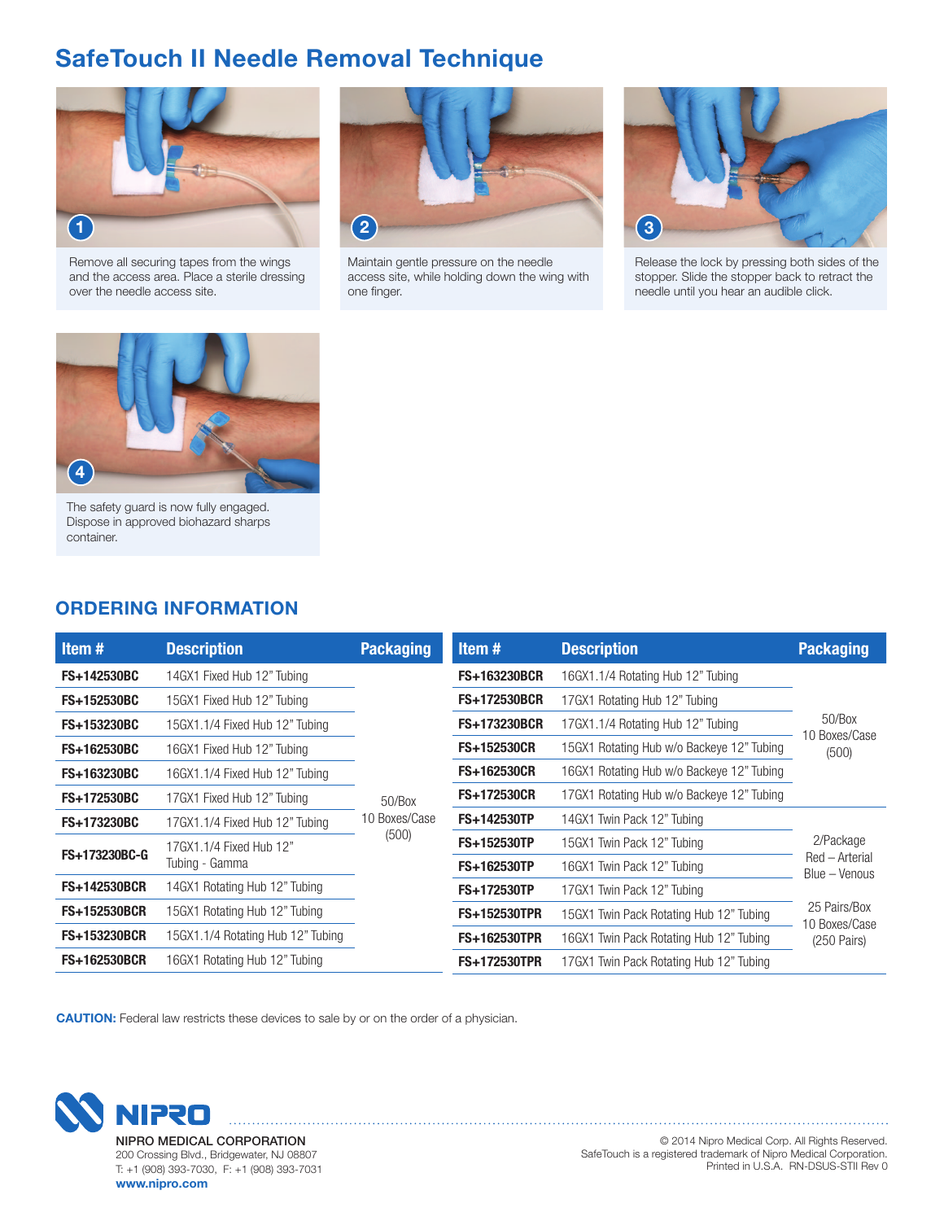# SafeTouch II Needle Removal Technique

1. Remove all securing tapes from the wings and the access area. Place a sterile dressing over the needle access site.

2. Maintain gentle pressure on the needle access site, while holding down the wing with one finger.

3. Release the lock by pressing both sides of the stopper. Slide the stopper back to retract the needle until you hear an audible click.

4. The safety guard is now fully engaged. Dispose in approved biohazard sharps container.

## ORDERING INFORMATION

| Item # | Description | Packaging |
|---|---|---|
| FS+142530BC | 14GX1 Fixed Hub 12" Tubing | 50/Box 10 Boxes/Case (500) |
| FS+152530BC | 15GX1 Fixed Hub 12" Tubing | |
| FS+153230BC | 15GX1.1/4 Fixed Hub 12" Tubing | |
| FS+162530BC | 16GX1 Fixed Hub 12" Tubing | |
| FS+163230BC | 16GX1.1/4 Fixed Hub 12" Tubing | |
| FS+172530BC | 17GX1 Fixed Hub 12" Tubing | |
| FS+173230BC | 17GX1.1/4 Fixed Hub 12" Tubing | |
| FS+173230BC-G | 17GX1.1/4 Fixed Hub 12" Tubing - Gamma | |
| FS+142530BCR | 14GX1 Rotating Hub 12" Tubing | |
| FS+152530BCR | 15GX1 Rotating Hub 12" Tubing | |
| FS+153230BCR | 15GX1.1/4 Rotating Hub 12" Tubing | |
| FS+162530BCR | 16GX1 Rotating Hub 12" Tubing | |

| Item # | Description | Packaging |
|---|---|---|
| FS+163230BCR | 16GX1.1/4 Rotating Hub 12" Tubing | 50/Box 10 Boxes/Case (500) |
| FS+172530BCR | 17GX1 Rotating Hub 12" Tubing | |
| FS+173230BCR | 17GX1.1/4 Rotating Hub 12" Tubing | |
| FS+152530CR | 15GX1 Rotating Hub w/o Backeye 12" Tubing | |
| FS+162530CR | 16GX1 Rotating Hub w/o Backeye 12" Tubing | |
| FS+172530CR | 17GX1 Rotating Hub w/o Backeye 12" Tubing | |
| FS+142530TP | 14GX1 Twin Pack 12" Tubing | 2/Package Red – Arterial Blue – Venous 25 Pairs/Box 10 Boxes/Case (250 Pairs) |
| FS+152530TP | 15GX1 Twin Pack 12" Tubing | |
| FS+162530TP | 16GX1 Twin Pack 12" Tubing | |
| FS+172530TP | 17GX1 Twin Pack 12" Tubing | |
| FS+152530TPR | 15GX1 Twin Pack Rotating Hub 12" Tubing | |
| FS+162530TPR | 16GX1 Twin Pack Rotating Hub 12" Tubing | |
| FS+172530TPR | 17GX1 Twin Pack Rotating Hub 12" Tubing | |

**CAUTION:** Federal law restricts these devices to sale by or on the order of a physician.

NIPRO

NIPRO MEDICAL CORPORATION
200 Crossing Blvd., Bridgewater, NJ 08807
T: +1 (908) 393-7030, F: +1 (908) 393-7031
www.nipro.com

© 2014 Nipro Medical Corp. All Rights Reserved.
SafeTouch is a registered trademark of Nipro Medical Corporation.
Printed in U.S.A. RN-DSUS-STII Rev 0